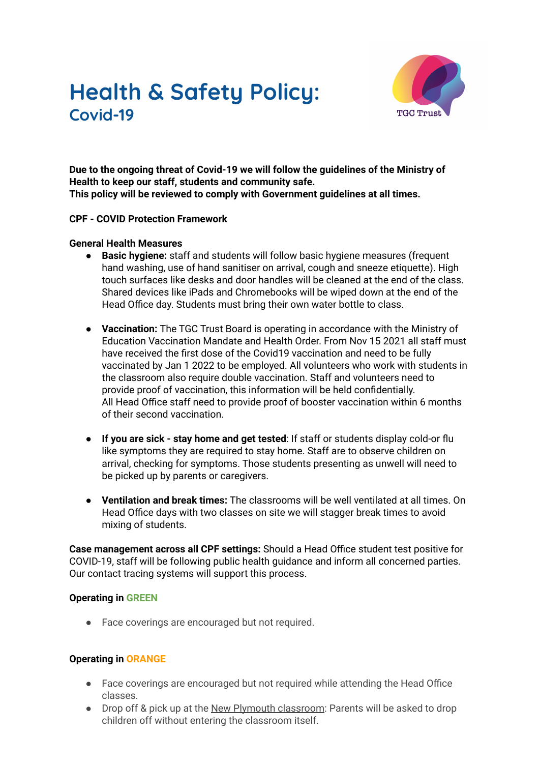# Health & Safety Policy:
## Covid-19

TGC Trust

**Due to the ongoing threat of Covid-19 we will follow the guidelines of the Ministry of Health to keep our staff, students and community safe.**
**This policy will be reviewed to comply with Government guidelines at all times.**

**CPF - COVID Protection Framework**

**General Health Measures**

- **Basic hygiene:** staff and students will follow basic hygiene measures (frequent hand washing, use of hand sanitiser on arrival, cough and sneeze etiquette). High touch surfaces like desks and door handles will be cleaned at the end of the class. Shared devices like iPads and Chromebooks will be wiped down at the end of the Head Office day. Students must bring their own water bottle to class.

- **Vaccination:** The TGC Trust Board is operating in accordance with the Ministry of Education Vaccination Mandate and Health Order. From Nov 15 2021 all staff must have received the first dose of the Covid19 vaccination and need to be fully vaccinated by Jan 1 2022 to be employed. All volunteers who work with students in the classroom also require double vaccination. Staff and volunteers need to provide proof of vaccination, this information will be held confidentially. All Head Office staff need to provide proof of booster vaccination within 6 months of their second vaccination.

- **If you are sick - stay home and get tested**: If staff or students display cold-or flu like symptoms they are required to stay home. Staff are to observe children on arrival, checking for symptoms. Those students presenting as unwell will need to be picked up by parents or caregivers.

- **Ventilation and break times:** The classrooms will be well ventilated at all times. On Head Office days with two classes on site we will stagger break times to avoid mixing of students.

**Case management across all CPF settings:** Should a Head Office student test positive for COVID-19, staff will be following public health guidance and inform all concerned parties. Our contact tracing systems will support this process.

**Operating in GREEN**

- Face coverings are encouraged but not required.

**Operating in ORANGE**

- Face coverings are encouraged but not required while attending the Head Office classes.
- Drop off & pick up at the New Plymouth classroom: Parents will be asked to drop children off without entering the classroom itself.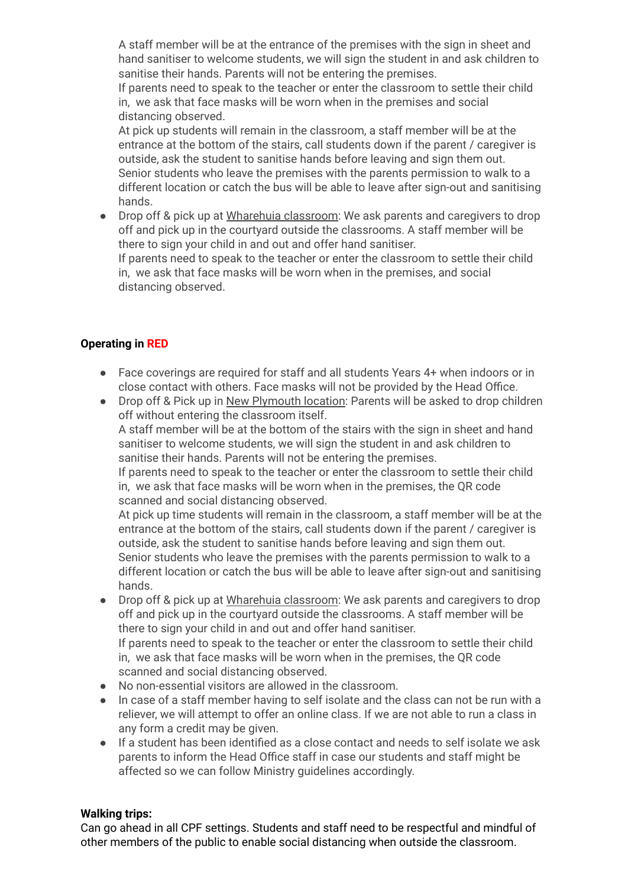A staff member will be at the entrance of the premises with the sign in sheet and hand sanitiser to welcome students, we will sign the student in and ask children to sanitise their hands. Parents will not be entering the premises.
If parents need to speak to the teacher or enter the classroom to settle their child in, we ask that face masks will be worn when in the premises and social distancing observed.
At pick up students will remain in the classroom, a staff member will be at the entrance at the bottom of the stairs, call students down if the parent / caregiver is outside, ask the student to sanitise hands before leaving and sign them out.
Senior students who leave the premises with the parents permission to walk to a different location or catch the bus will be able to leave after sign-out and sanitising hands.

- Drop off & pick up at Wharehuia classroom: We ask parents and caregivers to drop off and pick up in the courtyard outside the classrooms. A staff member will be there to sign your child in and out and offer hand sanitiser.
  If parents need to speak to the teacher or enter the classroom to settle their child in, we ask that face masks will be worn when in the premises, and social distancing observed.

**Operating in RED**

- Face coverings are required for staff and all students Years 4+ when indoors or in close contact with others. Face masks will not be provided by the Head Office.
- Drop off & Pick up in New Plymouth location: Parents will be asked to drop children off without entering the classroom itself.
  A staff member will be at the bottom of the stairs with the sign in sheet and hand sanitiser to welcome students, we will sign the student in and ask children to sanitise their hands. Parents will not be entering the premises.
  If parents need to speak to the teacher or enter the classroom to settle their child in, we ask that face masks will be worn when in the premises, the QR code scanned and social distancing observed.
  At pick up time students will remain in the classroom, a staff member will be at the entrance at the bottom of the stairs, call students down if the parent / caregiver is outside, ask the student to sanitise hands before leaving and sign them out.
  Senior students who leave the premises with the parents permission to walk to a different location or catch the bus will be able to leave after sign-out and sanitising hands.
- Drop off & pick up at Wharehuia classroom: We ask parents and caregivers to drop off and pick up in the courtyard outside the classrooms. A staff member will be there to sign your child in and out and offer hand sanitiser.
  If parents need to speak to the teacher or enter the classroom to settle their child in, we ask that face masks will be worn when in the premises, the QR code scanned and social distancing observed.
- No non-essential visitors are allowed in the classroom.
- In case of a staff member having to self isolate and the class can not be run with a reliever, we will attempt to offer an online class. If we are not able to run a class in any form a credit may be given.
- If a student has been identified as a close contact and needs to self isolate we ask parents to inform the Head Office staff in case our students and staff might be affected so we can follow Ministry guidelines accordingly.

**Walking trips:**
Can go ahead in all CPF settings. Students and staff need to be respectful and mindful of other members of the public to enable social distancing when outside the classroom.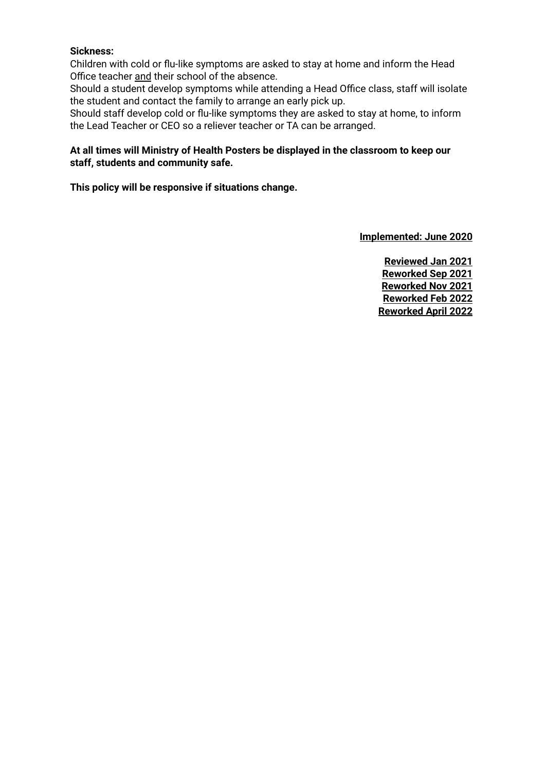**Sickness:**

Children with cold or flu-like symptoms are asked to stay at home and inform the Head Office teacher and their school of the absence.

Should a student develop symptoms while attending a Head Office class, staff will isolate the student and contact the family to arrange an early pick up.

Should staff develop cold or flu-like symptoms they are asked to stay at home, to inform the Lead Teacher or CEO so a reliever teacher or TA can be arranged.

**At all times will Ministry of Health Posters be displayed in the classroom to keep our staff, students and community safe.**

**This policy will be responsive if situations change.**

**Implemented: June 2020**

**Reviewed Jan 2021**
**Reworked Sep 2021**
**Reworked Nov 2021**
**Reworked Feb 2022**
**Reworked April 2022**